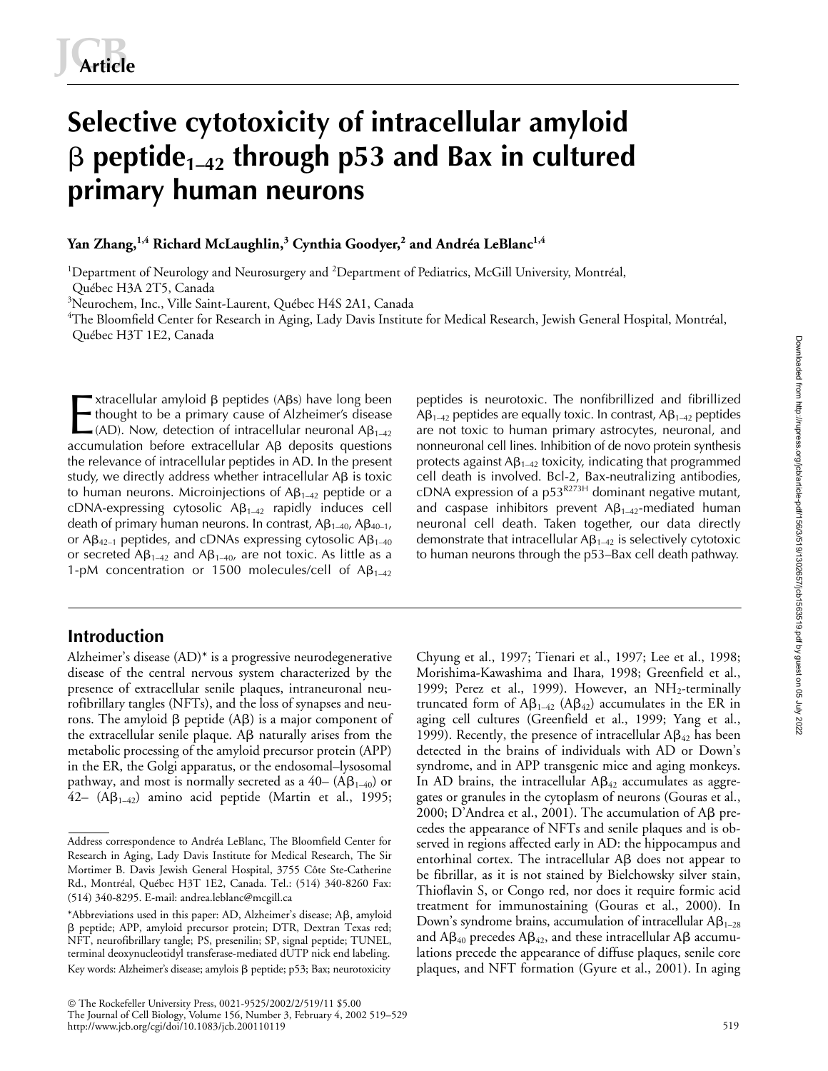# Selective cytotoxicity of intracellular amyloid β peptide$_{1–42}$ through p53 and Bax in cultured primary human neurons

**Yan Zhang,[1,4] Richard McLaughlin,[3] Cynthia Goodyer,[2] and Andréa LeBlanc[1,4]**

[1]Department of Neurology and Neurosurgery and [2]Department of Pediatrics, McGill University, Montréal, Québec H3A 2T5, Canada

[3]Neurochem, Inc., Ville Saint-Laurent, Québec H4S 2A1, Canada

[4]The Bloomfield Center for Research in Aging, Lady Davis Institute for Medical Research, Jewish General Hospital, Montréal, Québec H3T 1E2, Canada

Extracellular amyloid β peptides (Aβs) have long been thought to be a primary cause of Alzheimer's disease (AD). Now, detection of intracellular neuronal Aβ$_{1–42}$ accumulation before extracellular Aβ deposits questions the relevance of intracellular peptides in AD. In the present study, we directly address whether intracellular Aβ is toxic to human neurons. Microinjections of Aβ$_{1–42}$ peptide or a cDNA-expressing cytosolic Aβ$_{1–42}$ rapidly induces cell death of primary human neurons. In contrast, Aβ$_{1–40}$, Aβ$_{40–1}$, or Aβ$_{42–1}$ peptides, and cDNAs expressing cytosolic Aβ$_{1–40}$ or secreted Aβ$_{1–42}$ and Aβ$_{1–40}$, are not toxic. As little as a 1-pM concentration or 1500 molecules/cell of Aβ$_{1–42}$ peptides is neurotoxic. The nonfibrillized and fibrillized Aβ$_{1–42}$ peptides are equally toxic. In contrast, Aβ$_{1–42}$ peptides are not toxic to human primary astrocytes, neuronal, and nonneuronal cell lines. Inhibition of de novo protein synthesis protects against Aβ$_{1–42}$ toxicity, indicating that programmed cell death is involved. Bcl-2, Bax-neutralizing antibodies, cDNA expression of a p53$^{R273H}$ dominant negative mutant, and caspase inhibitors prevent Aβ$_{1–42}$-mediated human neuronal cell death. Taken together, our data directly demonstrate that intracellular Aβ$_{1–42}$ is selectively cytotoxic to human neurons through the p53–Bax cell death pathway.

## Introduction

Alzheimer's disease (AD)* is a progressive neurodegenerative disease of the central nervous system characterized by the presence of extracellular senile plaques, intraneuronal neurofibrillary tangles (NFTs), and the loss of synapses and neurons. The amyloid β peptide (Aβ) is a major component of the extracellular senile plaque. Aβ naturally arises from the metabolic processing of the amyloid precursor protein (APP) in the ER, the Golgi apparatus, or the endosomal–lysosomal pathway, and most is normally secreted as a 40– (Aβ$_{1–40}$) or 42– (Aβ$_{1–42}$) amino acid peptide (Martin et al., 1995; Chyung et al., 1997; Tienari et al., 1997; Lee et al., 1998; Morishima-Kawashima and Ihara, 1998; Greenfield et al., 1999; Perez et al., 1999). However, an NH$_2$-terminally truncated form of Aβ$_{1–42}$ (Aβ$_{42}$) accumulates in the ER in aging cell cultures (Greenfield et al., 1999; Yang et al., 1999). Recently, the presence of intracellular Aβ$_{42}$ has been detected in the brains of individuals with AD or Down's syndrome, and in APP transgenic mice and aging monkeys. In AD brains, the intracellular Aβ$_{42}$ accumulates as aggregates or granules in the cytoplasm of neurons (Gouras et al., 2000; D'Andrea et al., 2001). The accumulation of Aβ precedes the appearance of NFTs and senile plaques and is observed in regions affected early in AD: the hippocampus and entorhinal cortex. The intracellular Aβ does not appear to be fibrillar, as it is not stained by Bielchowsky silver stain, Thioflavin S, or Congo red, nor does it require formic acid treatment for immunostaining (Gouras et al., 2000). In Down's syndrome brains, accumulation of intracellular Aβ$_{1–28}$ and Aβ$_{40}$ precedes Aβ$_{42}$, and these intracellular Aβ accumulations precede the appearance of diffuse plaques, senile core plaques, and NFT formation (Gyure et al., 2001). In aging

Address correspondence to Andréa LeBlanc, The Bloomfield Center for Research in Aging, Lady Davis Institute for Medical Research, The Sir Mortimer B. Davis Jewish General Hospital, 3755 Côte Ste-Catherine Rd., Montréal, Québec H3T 1E2, Canada. Tel.: (514) 340-8260 Fax: (514) 340-8295. E-mail: andrea.leblanc@mcgill.ca

*Abbreviations used in this paper: AD, Alzheimer's disease; Aβ, amyloid β peptide; APP, amyloid precursor protein; DTR, Dextran Texas red; NFT, neurofibrillary tangle; PS, presenilin; SP, signal peptide; TUNEL, terminal deoxynucleotidyl transferase-mediated dUTP nick end labeling.

Key words: Alzheimer's disease; amylois β peptide; p53; Bax; neurotoxicity

© The Rockefeller University Press, 0021-9525/2002/2/519/11 $5.00
The Journal of Cell Biology, Volume 156, Number 3, February 4, 2002 519–529
http://www.jcb.org/cgi/doi/10.1083/jcb.200110119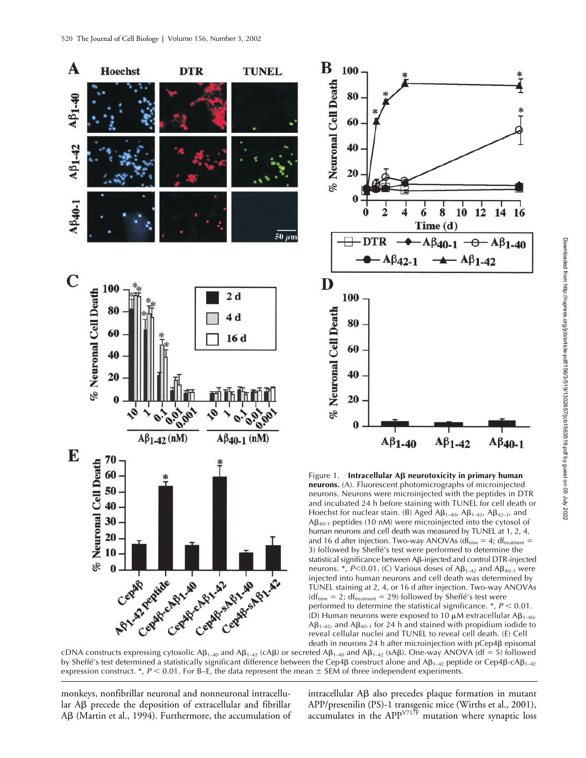Figure 1. **Intracellular Aβ neurotoxicity in primary human neurons.** (A). Fluorescent photomicrographs of microinjected neurons. Neurons were microinjected with the peptides in DTR and incubated 24 h before staining with TUNEL for cell death or Hoechst for nuclear stain. (B) Aged $A\beta_{1-40}$, $A\beta_{1-42}$, $A\beta_{42-1}$, and $A\beta_{40-1}$ peptides (10 nM) were microinjected into the cytosol of human neurons and cell death was measured by TUNEL at 1, 2, 4, and 16 d after injection. Two-way ANOVAs ($df_{time} = 4$; $df_{treatment} = 3$) followed by Sheffé's test were performed to determine the statistical significance between Aβ-injected and control DTR-injected neurons. *, $P<0.01$. (C) Various doses of $A\beta_{1-42}$ and $A\beta_{40-1}$ were injected into human neurons and cell death was determined by TUNEL staining at 2, 4, or 16 d after injection. Two-way ANOVAs ($df_{time} = 2$; $df_{treatment} = 29$) followed by Sheffé's test were performed to determine the statistical significance. *, $P < 0.01$. (D) Human neurons were exposed to 10 μM extracellular $A\beta_{1-40}$, $A\beta_{1-42}$, and $A\beta_{40-1}$ for 24 h and stained with propidium iodide to reveal cellular nuclei and TUNEL to reveal cell death. (E) Cell death in neurons 24 h after microinjection with pCep4β episomal cDNA constructs expressing cytosolic $A\beta_{1-40}$ and $A\beta_{1-42}$ (cAβ) or secreted $A\beta_{1-40}$ and $A\beta_{1-42}$ (sAβ). One-way ANOVA (df = 5) followed by Sheffé's test determined a statistically significant difference between the Cep4β construct alone and $A\beta_{1-42}$ peptide or Cep4β-c$A\beta_{1-42}$ expression construct. *, $P < 0.01$. For B–E, the data represent the mean ± SEM of three independent experiments.

monkeys, nonfibrillar neuronal and nonneuronal intracellular Aβ precede the deposition of extracellular and fibrillar Aβ (Martin et al., 1994). Furthermore, the accumulation of intracellular Aβ also precedes plaque formation in mutant APP/presenilin (PS)-1 transgenic mice (Wirths et al., 2001), accumulates in the $APP^{V717F}$ mutation where synaptic loss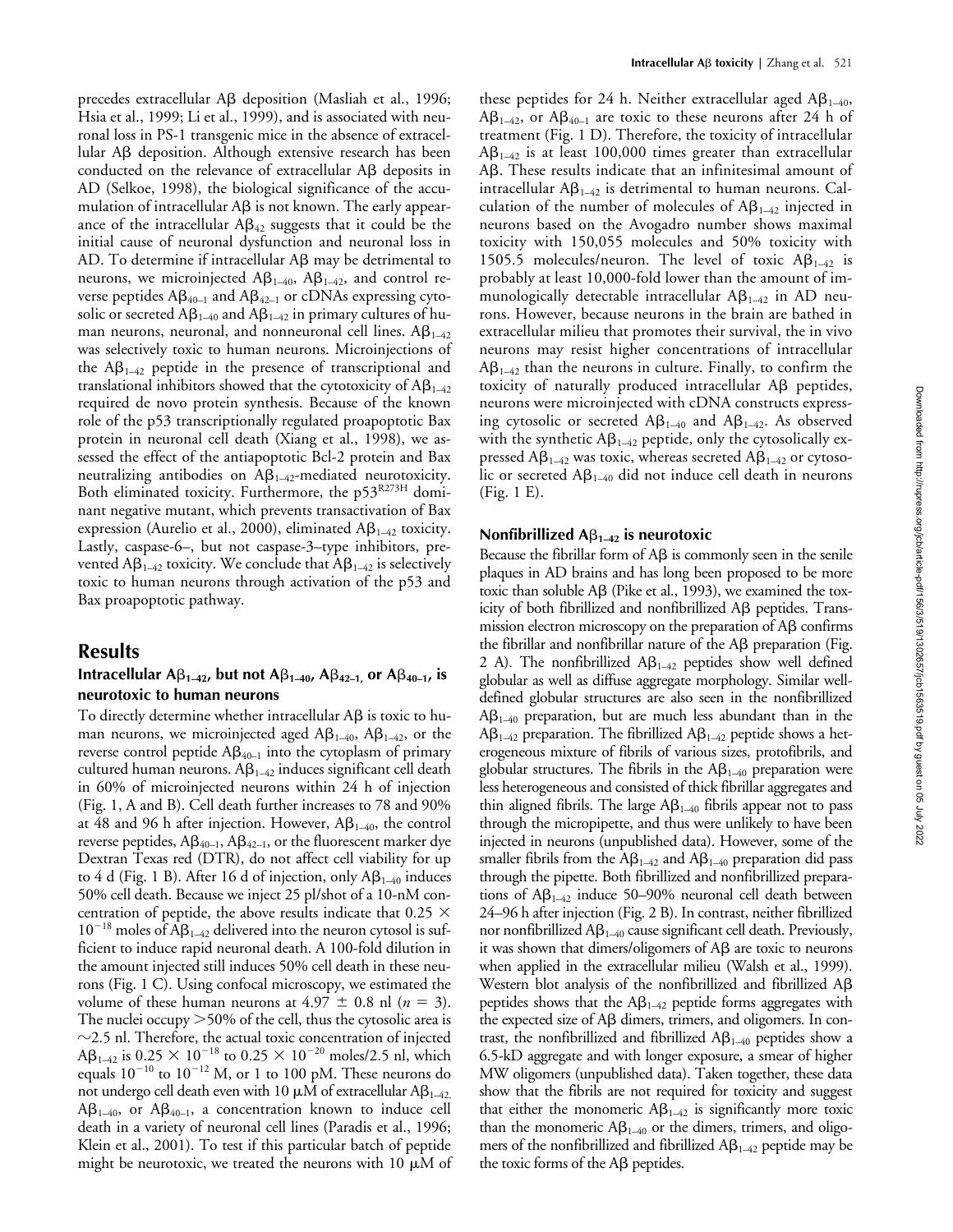precedes extracellular Aβ deposition (Masliah et al., 1996; Hsia et al., 1999; Li et al., 1999), and is associated with neuronal loss in PS-1 transgenic mice in the absence of extracellular Aβ deposition. Although extensive research has been conducted on the relevance of extracellular Aβ deposits in AD (Selkoe, 1998), the biological significance of the accumulation of intracellular Aβ is not known. The early appearance of the intracellular $A\beta_{42}$ suggests that it could be the initial cause of neuronal dysfunction and neuronal loss in AD. To determine if intracellular Aβ may be detrimental to neurons, we microinjected $A\beta_{1-40}$, $A\beta_{1-42}$, and control reverse peptides $A\beta_{40-1}$ and $A\beta_{42-1}$ or cDNAs expressing cytosolic or secreted $A\beta_{1-40}$ and $A\beta_{1-42}$ in primary cultures of human neurons, neuronal, and nonneuronal cell lines. $A\beta_{1-42}$ was selectively toxic to human neurons. Microinjections of the $A\beta_{1-42}$ peptide in the presence of transcriptional and translational inhibitors showed that the cytotoxicity of $A\beta_{1-42}$ required de novo protein synthesis. Because of the known role of the p53 transcriptionally regulated proapoptotic Bax protein in neuronal cell death (Xiang et al., 1998), we assessed the effect of the antiapoptotic Bcl-2 protein and Bax neutralizing antibodies on $A\beta_{1-42}$-mediated neurotoxicity. Both eliminated toxicity. Furthermore, the $p53^{R273H}$ dominant negative mutant, which prevents transactivation of Bax expression (Aurelio et al., 2000), eliminated $A\beta_{1-42}$ toxicity. Lastly, caspase-6–, but not caspase-3–type inhibitors, prevented $A\beta_{1-42}$ toxicity. We conclude that $A\beta_{1-42}$ is selectively toxic to human neurons through activation of the p53 and Bax proapoptotic pathway.

# Results

### Intracellular $A\beta_{1-42}$, but not $A\beta_{1-40}$, $A\beta_{42-1}$, or $A\beta_{40-1}$, is neurotoxic to human neurons

To directly determine whether intracellular Aβ is toxic to human neurons, we microinjected aged $A\beta_{1-40}$, $A\beta_{1-42}$, or the reverse control peptide $A\beta_{40-1}$ into the cytoplasm of primary cultured human neurons. $A\beta_{1-42}$ induces significant cell death in 60% of microinjected neurons within 24 h of injection (Fig. 1, A and B). Cell death further increases to 78 and 90% at 48 and 96 h after injection. However, $A\beta_{1-40}$, the control reverse peptides, $A\beta_{40-1}$, $A\beta_{42-1}$, or the fluorescent marker dye Dextran Texas red (DTR), do not affect cell viability for up to 4 d (Fig. 1 B). After 16 d of injection, only $A\beta_{1-40}$ induces 50% cell death. Because we inject 25 pl/shot of a 10-nM concentration of peptide, the above results indicate that $0.25 \times 10^{-18}$ moles of $A\beta_{1-42}$ delivered into the neuron cytosol is sufficient to induce rapid neuronal death. A 100-fold dilution in the amount injected still induces 50% cell death in these neurons (Fig. 1 C). Using confocal microscopy, we estimated the volume of these human neurons at $4.97 \pm 0.8$ nl ($n = 3$). The nuclei occupy >50% of the cell, thus the cytosolic area is ~2.5 nl. Therefore, the actual toxic concentration of injected $A\beta_{1-42}$ is $0.25 \times 10^{-18}$ to $0.25 \times 10^{-20}$ moles/2.5 nl, which equals $10^{-10}$ to $10^{-12}$ M, or 1 to 100 pM. These neurons do not undergo cell death even with 10 μM of extracellular $A\beta_{1-42}$, $A\beta_{1-40}$, or $A\beta_{40-1}$, a concentration known to induce cell death in a variety of neuronal cell lines (Paradis et al., 1996; Klein et al., 2001). To test if this particular batch of peptide might be neurotoxic, we treated the neurons with 10 μM of these peptides for 24 h. Neither extracellular aged $A\beta_{1-40}$, $A\beta_{1-42}$, or $A\beta_{40-1}$ are toxic to these neurons after 24 h of treatment (Fig. 1 D). Therefore, the toxicity of intracellular $A\beta_{1-42}$ is at least 100,000 times greater than extracellular Aβ. These results indicate that an infinitesimal amount of intracellular $A\beta_{1-42}$ is detrimental to human neurons. Calculation of the number of molecules of $A\beta_{1-42}$ injected in neurons based on the Avogadro number shows maximal toxicity with 150,055 molecules and 50% toxicity with 1505.5 molecules/neuron. The level of toxic $A\beta_{1-42}$ is probably at least 10,000-fold lower than the amount of immunologically detectable intracellular $A\beta_{1-42}$ in AD neurons. However, because neurons in the brain are bathed in extracellular milieu that promotes their survival, the in vivo neurons may resist higher concentrations of intracellular $A\beta_{1-42}$ than the neurons in culture. Finally, to confirm the toxicity of naturally produced intracellular Aβ peptides, neurons were microinjected with cDNA constructs expressing cytosolic or secreted $A\beta_{1-40}$ and $A\beta_{1-42}$. As observed with the synthetic $A\beta_{1-42}$ peptide, only the cytosolically expressed $A\beta_{1-42}$ was toxic, whereas secreted $A\beta_{1-42}$ or cytosolic or secreted $A\beta_{1-40}$ did not induce cell death in neurons (Fig. 1 E).

### Nonfibrillized $A\beta_{1-42}$ is neurotoxic

Because the fibrillar form of Aβ is commonly seen in the senile plaques in AD brains and has long been proposed to be more toxic than soluble Aβ (Pike et al., 1993), we examined the toxicity of both fibrillized and nonfibrillized Aβ peptides. Transmission electron microscopy on the preparation of Aβ confirms the fibrillar and nonfibrillar nature of the Aβ preparation (Fig. 2 A). The nonfibrillized $A\beta_{1-42}$ peptides show well defined globular as well as diffuse aggregate morphology. Similar well-defined globular structures are also seen in the nonfibrillized $A\beta_{1-40}$ preparation, but are much less abundant than in the $A\beta_{1-42}$ preparation. The fibrillized $A\beta_{1-42}$ peptide shows a heterogeneous mixture of fibrils of various sizes, protofibrils, and globular structures. The fibrils in the $A\beta_{1-40}$ preparation were less heterogeneous and consisted of thick fibrillar aggregates and thin aligned fibrils. The large $A\beta_{1-40}$ fibrils appear not to pass through the micropipette, and thus were unlikely to have been injected in neurons (unpublished data). However, some of the smaller fibrils from the $A\beta_{1-42}$ and $A\beta_{1-40}$ preparation did pass through the pipette. Both fibrillized and nonfibrillized preparations of $A\beta_{1-42}$ induce 50–90% neuronal cell death between 24–96 h after injection (Fig. 2 B). In contrast, neither fibrillized nor nonfibrillized $A\beta_{1-40}$ cause significant cell death. Previously, it was shown that dimers/oligomers of Aβ are toxic to neurons when applied in the extracellular milieu (Walsh et al., 1999). Western blot analysis of the nonfibrillized and fibrillized Aβ peptides shows that the $A\beta_{1-42}$ peptide forms aggregates with the expected size of Aβ dimers, trimers, and oligomers. In contrast, the nonfibrillized and fibrillized $A\beta_{1-40}$ peptides show a 6.5-kD aggregate and with longer exposure, a smear of higher MW oligomers (unpublished data). Taken together, these data show that the fibrils are not required for toxicity and suggest that either the monomeric $A\beta_{1-42}$ is significantly more toxic than the monomeric $A\beta_{1-40}$ or the dimers, trimers, and oligomers of the nonfibrillized and fibrillized $A\beta_{1-42}$ peptide may be the toxic forms of the Aβ peptides.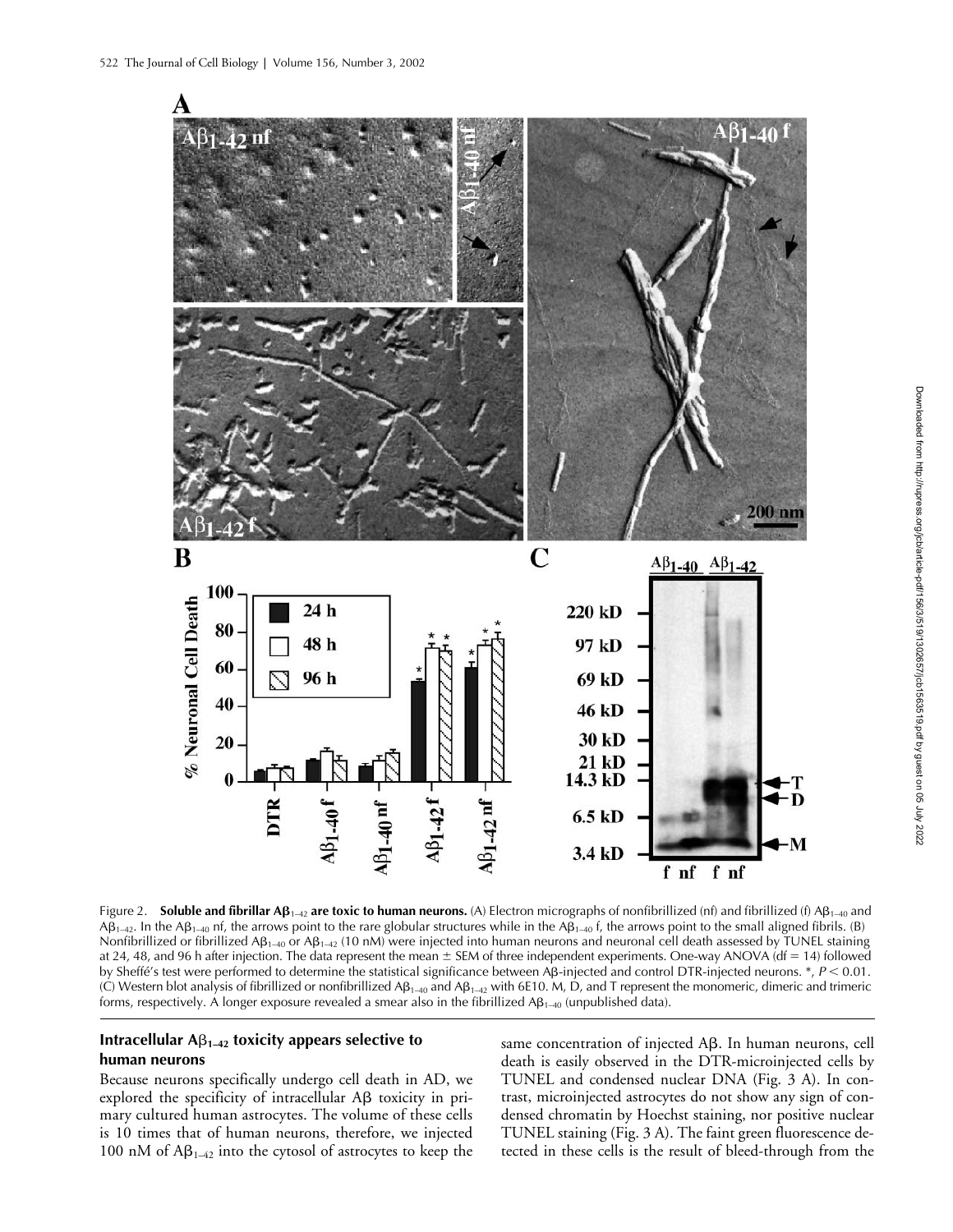Figure 2. **Soluble and fibrillar $A\beta_{1-42}$ are toxic to human neurons.** (A) Electron micrographs of nonfibrillized (nf) and fibrillized (f) $A\beta_{1-40}$ and $A\beta_{1-42}$. In the $A\beta_{1-40}$ nf, the arrows point to the rare globular structures while in the $A\beta_{1-40}$ f, the arrows point to the small aligned fibrils. (B) Nonfibrillized or fibrillized $A\beta_{1-40}$ or $A\beta_{1-42}$ (10 nM) were injected into human neurons and neuronal cell death assessed by TUNEL staining at 24, 48, and 96 h after injection. The data represent the mean ± SEM of three independent experiments. One-way ANOVA (df = 14) followed by Sheffé's test were performed to determine the statistical significance between Aβ-injected and control DTR-injected neurons. *, $P < 0.01$. (C) Western blot analysis of fibrillized or nonfibrillized $A\beta_{1-40}$ and $A\beta_{1-42}$ with 6E10. M, D, and T represent the monomeric, dimeric and trimeric forms, respectively. A longer exposure revealed a smear also in the fibrillized $A\beta_{1-40}$ (unpublished data).

### Intracellular $A\beta_{1-42}$ toxicity appears selective to human neurons

Because neurons specifically undergo cell death in AD, we explored the specificity of intracellular Aβ toxicity in primary cultured human astrocytes. The volume of these cells is 10 times that of human neurons, therefore, we injected 100 nM of $A\beta_{1-42}$ into the cytosol of astrocytes to keep the same concentration of injected Aβ. In human neurons, cell death is easily observed in the DTR-microinjected cells by TUNEL and condensed nuclear DNA (Fig. 3 A). In contrast, microinjected astrocytes do not show any sign of condensed chromatin by Hoechst staining, nor positive nuclear TUNEL staining (Fig. 3 A). The faint green fluorescence detected in these cells is the result of bleed-through from the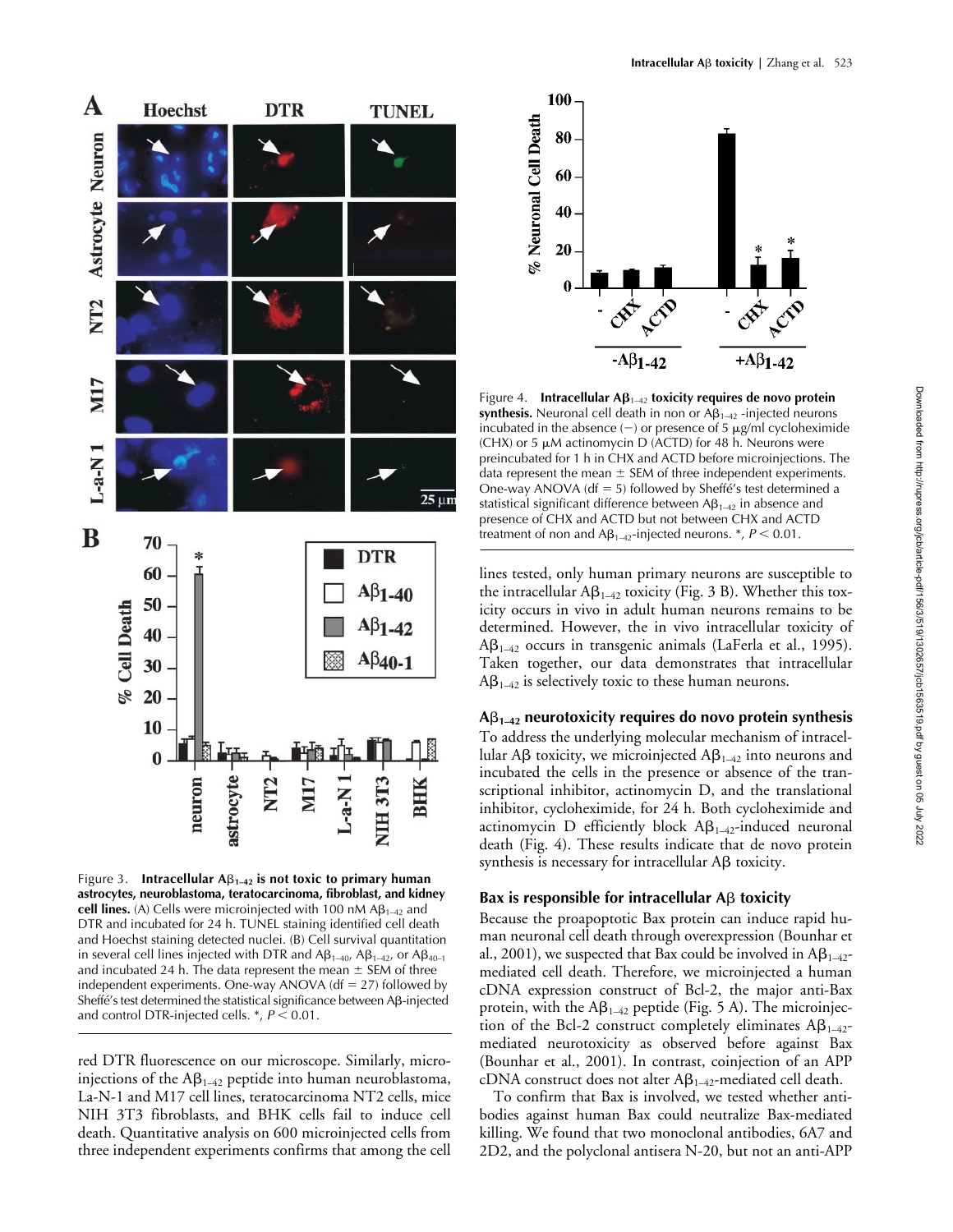Figure 3. **Intracellular $A\beta_{1-42}$ is not toxic to primary human astrocytes, neuroblastoma, teratocarcinoma, fibroblast, and kidney cell lines.** (A) Cells were microinjected with 100 nM $A\beta_{1-42}$ and DTR and incubated for 24 h. TUNEL staining identified cell death and Hoechst staining detected nuclei. (B) Cell survival quantitation in several cell lines injected with DTR and $A\beta_{1-40}$, $A\beta_{1-42}$, or $A\beta_{40-1}$ and incubated 24 h. The data represent the mean ± SEM of three independent experiments. One-way ANOVA (df = 27) followed by Sheffé's test determined the statistical significance between Aβ-injected and control DTR-injected cells. *, $P < 0.01$.

red DTR fluorescence on our microscope. Similarly, microinjections of the $A\beta_{1-42}$ peptide into human neuroblastoma, La-N-1 and M17 cell lines, teratocarcinoma NT2 cells, mice NIH 3T3 fibroblasts, and BHK cells fail to induce cell death. Quantitative analysis on 600 microinjected cells from three independent experiments confirms that among the cell lines tested, only human primary neurons are susceptible to the intracellular $A\beta_{1-42}$ toxicity (Fig. 3 B). Whether this toxicity occurs in vivo in adult human neurons remains to be determined. However, the in vivo intracellular toxicity of $A\beta_{1-42}$ occurs in transgenic animals (LaFerla et al., 1995). Taken together, our data demonstrates that intracellular $A\beta_{1-42}$ is selectively toxic to these human neurons.

Figure 4. **Intracellular $A\beta_{1-42}$ toxicity requires de novo protein synthesis.** Neuronal cell death in non or $A\beta_{1-42}$ -injected neurons incubated in the absence (−) or presence of 5 μg/ml cycloheximide (CHX) or 5 μM actinomycin D (ACTD) for 48 h. Neurons were preincubated for 1 h in CHX and ACTD before microinjections. The data represent the mean ± SEM of three independent experiments. One-way ANOVA (df = 5) followed by Sheffé's test determined a statistical significant difference between $A\beta_{1-42}$ in absence and presence of CHX and ACTD but not between CHX and ACTD treatment of non and $A\beta_{1-42}$-injected neurons. *, $P < 0.01$.

### $A\beta_{1-42}$ neurotoxicity requires do novo protein synthesis

To address the underlying molecular mechanism of intracellular Aβ toxicity, we microinjected $A\beta_{1-42}$ into neurons and incubated the cells in the presence or absence of the transcriptional inhibitor, actinomycin D, and the translational inhibitor, cycloheximide, for 24 h. Both cycloheximide and actinomycin D efficiently block $A\beta_{1-42}$-induced neuronal death (Fig. 4). These results indicate that de novo protein synthesis is necessary for intracellular Aβ toxicity.

### Bax is responsible for intracellular Aβ toxicity

Because the proapoptotic Bax protein can induce rapid human neuronal cell death through overexpression (Bounhar et al., 2001), we suspected that Bax could be involved in $A\beta_{1-42}$-mediated cell death. Therefore, we microinjected a human cDNA expression construct of Bcl-2, the major anti-Bax protein, with the $A\beta_{1-42}$ peptide (Fig. 5 A). The microinjection of the Bcl-2 construct completely eliminates $A\beta_{1-42}$-mediated neurotoxicity as observed before against Bax (Bounhar et al., 2001). In contrast, coinjection of an APP cDNA construct does not alter $A\beta_{1-42}$-mediated cell death.

To confirm that Bax is involved, we tested whether antibodies against human Bax could neutralize Bax-mediated killing. We found that two monoclonal antibodies, 6A7 and 2D2, and the polyclonal antisera N-20, but not an anti-APP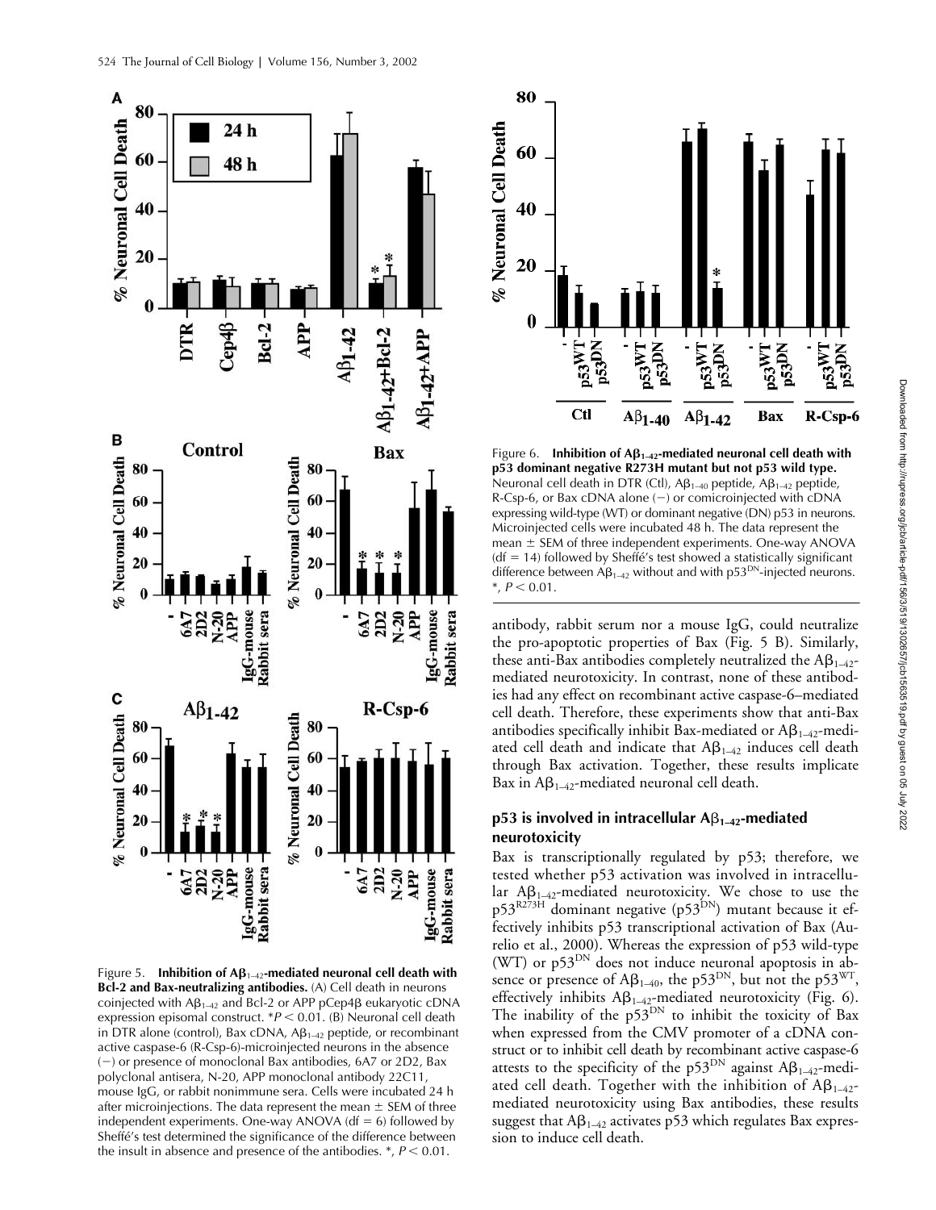Figure 5. **Inhibition of $A\beta_{1-42}$-mediated neuronal cell death with Bcl-2 and Bax-neutralizing antibodies.** (A) Cell death in neurons coinjected with $A\beta_{1-42}$ and Bcl-2 or APP pCep4β eukaryotic cDNA expression episomal construct. $^{*}P < 0.01$. (B) Neuronal cell death in DTR alone (control), Bax cDNA, $A\beta_{1-42}$ peptide, or recombinant active caspase-6 (R-Csp-6)-microinjected neurons in the absence (−) or presence of monoclonal Bax antibodies, 6A7 or 2D2, Bax polyclonal antisera, N-20, APP monoclonal antibody 22C11, mouse IgG, or rabbit nonimmune sera. Cells were incubated 24 h after microinjections. The data represent the mean ± SEM of three independent experiments. One-way ANOVA (df = 6) followed by Sheffé's test determined the significance of the difference between the insult in absence and presence of the antibodies. *, $P < 0.01$.

Figure 6. **Inhibition of $A\beta_{1-42}$-mediated neuronal cell death with p53 dominant negative R273H mutant but not p53 wild type.** Neuronal cell death in DTR (Ctl), $A\beta_{1-40}$ peptide, $A\beta_{1-42}$ peptide, R-Csp-6, or Bax cDNA alone (−) or comicroinjected with cDNA expressing wild-type (WT) or dominant negative (DN) p53 in neurons. Microinjected cells were incubated 48 h. The data represent the mean ± SEM of three independent experiments. One-way ANOVA (df = 14) followed by Sheffé's test showed a statistically significant difference between $A\beta_{1-42}$ without and with $p53^{DN}$-injected neurons. *, $P < 0.01$.

antibody, rabbit serum nor a mouse IgG, could neutralize the pro-apoptotic properties of Bax (Fig. 5 B). Similarly, these anti-Bax antibodies completely neutralized the $A\beta_{1-42}$-mediated neurotoxicity. In contrast, none of these antibodies had any effect on recombinant active caspase-6–mediated cell death. Therefore, these experiments show that anti-Bax antibodies specifically inhibit Bax-mediated or $A\beta_{1-42}$-mediated cell death and indicate that $A\beta_{1-42}$ induces cell death through Bax activation. Together, these results implicate Bax in $A\beta_{1-42}$-mediated neuronal cell death.

### p53 is involved in intracellular $A\beta_{1-42}$-mediated neurotoxicity

Bax is transcriptionally regulated by p53; therefore, we tested whether p53 activation was involved in intracellular $A\beta_{1-42}$-mediated neurotoxicity. We chose to use the $p53^{R273H}$ dominant negative ($p53^{DN}$) mutant because it effectively inhibits p53 transcriptional activation of Bax (Aurelio et al., 2000). Whereas the expression of p53 wild-type (WT) or $p53^{DN}$ does not induce neuronal apoptosis in absence or presence of $A\beta_{1-40}$, the $p53^{DN}$, but not the $p53^{WT}$, effectively inhibits $A\beta_{1-42}$-mediated neurotoxicity (Fig. 6). The inability of the $p53^{DN}$ to inhibit the toxicity of Bax when expressed from the CMV promoter of a cDNA construct or to inhibit cell death by recombinant active caspase-6 attests to the specificity of the $p53^{DN}$ against $A\beta_{1-42}$-mediated cell death. Together with the inhibition of $A\beta_{1-42}$-mediated neurotoxicity using Bax antibodies, these results suggest that $A\beta_{1-42}$ activates p53 which regulates Bax expression to induce cell death.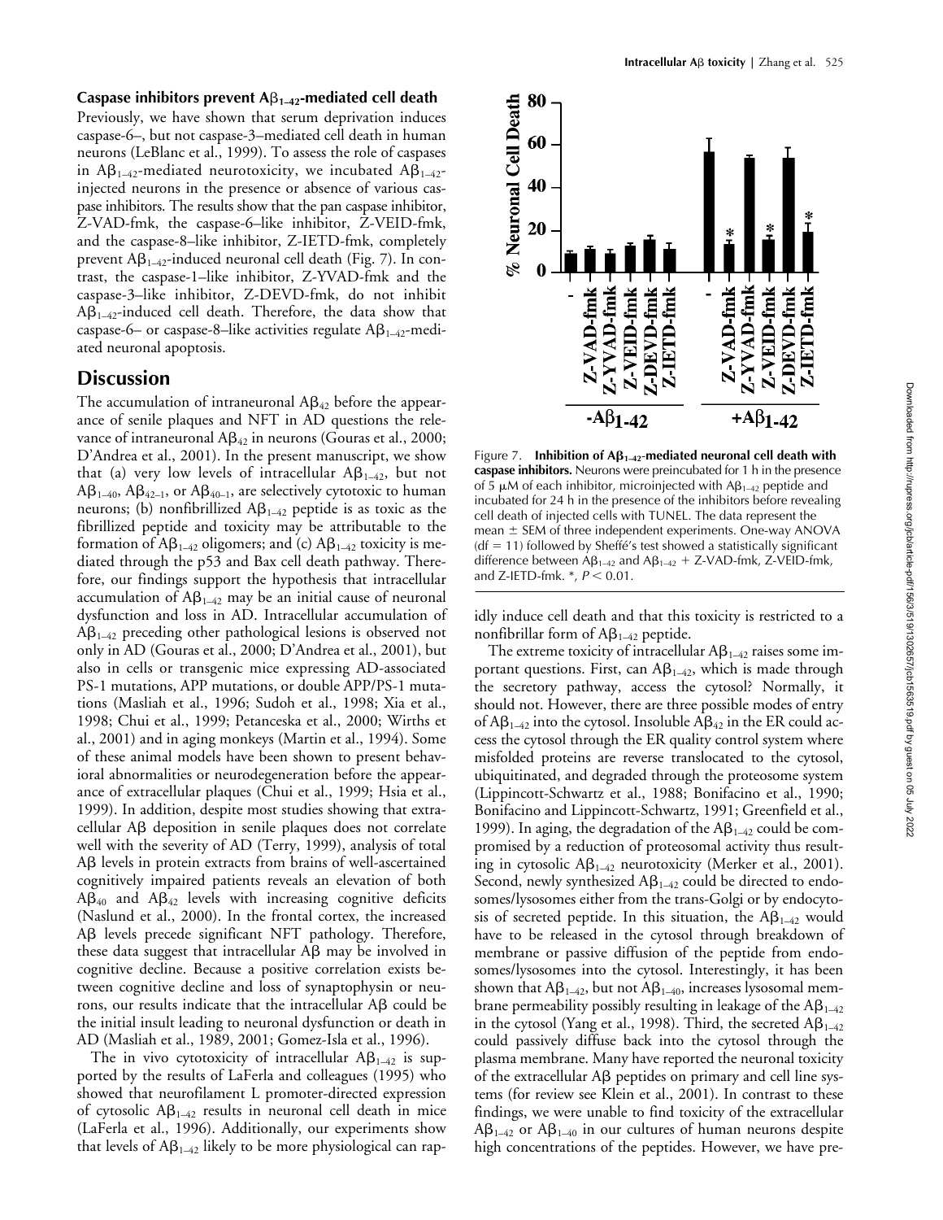### Caspase inhibitors prevent $A\beta_{1-42}$-mediated cell death

Previously, we have shown that serum deprivation induces caspase-6–, but not caspase-3–mediated cell death in human neurons (LeBlanc et al., 1999). To assess the role of caspases in $A\beta_{1-42}$-mediated neurotoxicity, we incubated $A\beta_{1-42}$-injected neurons in the presence or absence of various caspase inhibitors. The results show that the pan caspase inhibitor, Z-VAD-fmk, the caspase-6–like inhibitor, Z-VEID-fmk, and the caspase-8–like inhibitor, Z-IETD-fmk, completely prevent $A\beta_{1-42}$-induced neuronal cell death (Fig. 7). In contrast, the caspase-1–like inhibitor, Z-YVAD-fmk and the caspase-3–like inhibitor, Z-DEVD-fmk, do not inhibit $A\beta_{1-42}$-induced cell death. Therefore, the data show that caspase-6– or caspase-8–like activities regulate $A\beta_{1-42}$-mediated neuronal apoptosis.

Figure 7. **Inhibition of $A\beta_{1-42}$-mediated neuronal cell death with caspase inhibitors.** Neurons were preincubated for 1 h in the presence of 5 μM of each inhibitor, microinjected with $A\beta_{1-42}$ peptide and incubated for 24 h in the presence of the inhibitors before revealing cell death of injected cells with TUNEL. The data represent the mean ± SEM of three independent experiments. One-way ANOVA (df = 11) followed by Sheffé's test showed a statistically significant difference between $A\beta_{1-42}$ and $A\beta_{1-42}$ + Z-VAD-fmk, Z-VEID-fmk, and Z-IETD-fmk. *, $P < 0.01$.

## Discussion

The accumulation of intraneuronal $A\beta_{42}$ before the appearance of senile plaques and NFT in AD questions the relevance of intraneuronal $A\beta_{42}$ in neurons (Gouras et al., 2000; D'Andrea et al., 2001). In the present manuscript, we show that (a) very low levels of intracellular $A\beta_{1-42}$, but not $A\beta_{1-40}$, $A\beta_{42-1}$, or $A\beta_{40-1}$, are selectively cytotoxic to human neurons; (b) nonfibrillized $A\beta_{1-42}$ peptide is as toxic as the fibrillized peptide and toxicity may be attributable to the formation of $A\beta_{1-42}$ oligomers; and (c) $A\beta_{1-42}$ toxicity is mediated through the p53 and Bax cell death pathway. Therefore, our findings support the hypothesis that intracellular accumulation of $A\beta_{1-42}$ may be an initial cause of neuronal dysfunction and loss in AD. Intracellular accumulation of $A\beta_{1-42}$ preceding other pathological lesions is observed not only in AD (Gouras et al., 2000; D'Andrea et al., 2001), but also in cells or transgenic mice expressing AD-associated PS-1 mutations, APP mutations, or double APP/PS-1 mutations (Masliah et al., 1996; Sudoh et al., 1998; Xia et al., 1998; Chui et al., 1999; Petanceska et al., 2000; Wirths et al., 2001) and in aging monkeys (Martin et al., 1994). Some of these animal models have been shown to present behavioral abnormalities or neurodegeneration before the appearance of extracellular plaques (Chui et al., 1999; Hsia et al., 1999). In addition, despite most studies showing that extracellular Aβ deposition in senile plaques does not correlate well with the severity of AD (Terry, 1999), analysis of total Aβ levels in protein extracts from brains of well-ascertained cognitively impaired patients reveals an elevation of both $A\beta_{40}$ and $A\beta_{42}$ levels with increasing cognitive deficits (Naslund et al., 2000). In the frontal cortex, the increased Aβ levels precede significant NFT pathology. Therefore, these data suggest that intracellular Aβ may be involved in cognitive decline. Because a positive correlation exists between cognitive decline and loss of synaptophysin or neurons, our results indicate that the intracellular Aβ could be the initial insult leading to neuronal dysfunction or death in AD (Masliah et al., 1989, 2001; Gomez-Isla et al., 1996).

The in vivo cytotoxicity of intracellular $A\beta_{1-42}$ is supported by the results of LaFerla and colleagues (1995) who showed that neurofilament L promoter-directed expression of cytosolic $A\beta_{1-42}$ results in neuronal cell death in mice (LaFerla et al., 1996). Additionally, our experiments show that levels of $A\beta_{1-42}$ likely to be more physiological can rapidly induce cell death and that this toxicity is restricted to a nonfibrillar form of $A\beta_{1-42}$ peptide.

The extreme toxicity of intracellular $A\beta_{1-42}$ raises some important questions. First, can $A\beta_{1-42}$, which is made through the secretory pathway, access the cytosol? Normally, it should not. However, there are three possible modes of entry of $A\beta_{1-42}$ into the cytosol. Insoluble $A\beta_{42}$ in the ER could access the cytosol through the ER quality control system where misfolded proteins are reverse translocated to the cytosol, ubiquitinated, and degraded through the proteosome system (Lippincott-Schwartz et al., 1988; Bonifacino et al., 1990; Bonifacino and Lippincott-Schwartz, 1991; Greenfield et al., 1999). In aging, the degradation of the $A\beta_{1-42}$ could be compromised by a reduction of proteosomal activity thus resulting in cytosolic $A\beta_{1-42}$ neurotoxicity (Merker et al., 2001). Second, newly synthesized $A\beta_{1-42}$ could be directed to endosomes/lysosomes either from the trans-Golgi or by endocytosis of secreted peptide. In this situation, the $A\beta_{1-42}$ would have to be released in the cytosol through breakdown of membrane or passive diffusion of the peptide from endosomes/lysosomes into the cytosol. Interestingly, it has been shown that $A\beta_{1-42}$, but not $A\beta_{1-40}$, increases lysosomal membrane permeability possibly resulting in leakage of the $A\beta_{1-42}$ in the cytosol (Yang et al., 1998). Third, the secreted $A\beta_{1-42}$ could passively diffuse back into the cytosol through the plasma membrane. Many have reported the neuronal toxicity of the extracellular Aβ peptides on primary and cell line systems (for review see Klein et al., 2001). In contrast to these findings, we were unable to find toxicity of the extracellular $A\beta_{1-42}$ or $A\beta_{1-40}$ in our cultures of human neurons despite high concentrations of the peptides. However, we have pre-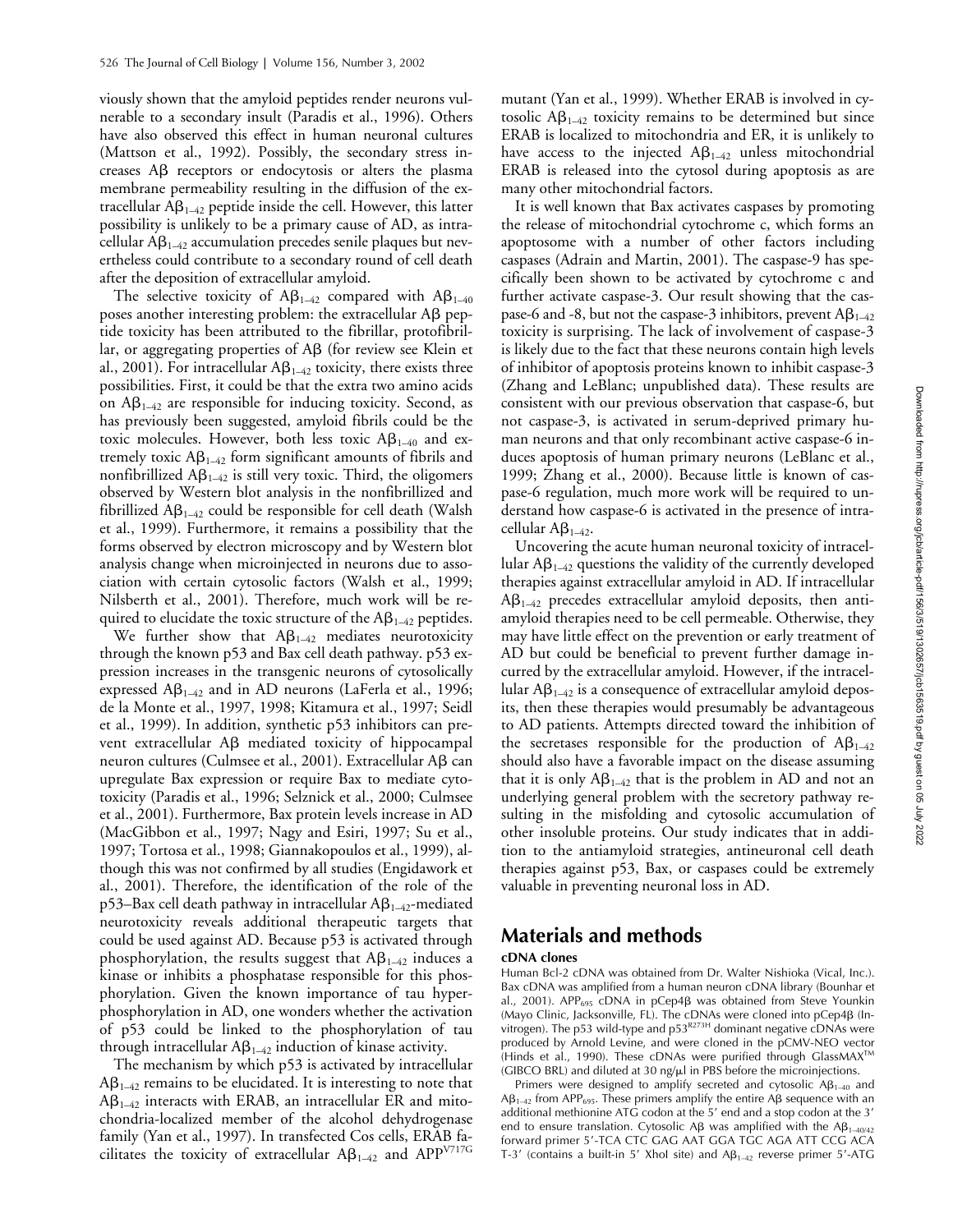viously shown that the amyloid peptides render neurons vulnerable to a secondary insult (Paradis et al., 1996). Others have also observed this effect in human neuronal cultures (Mattson et al., 1992). Possibly, the secondary stress increases Aβ receptors or endocytosis or alters the plasma membrane permeability resulting in the diffusion of the extracellular $A\beta_{1-42}$ peptide inside the cell. However, this latter possibility is unlikely to be a primary cause of AD, as intracellular $A\beta_{1-42}$ accumulation precedes senile plaques but nevertheless could contribute to a secondary round of cell death after the deposition of extracellular amyloid.

The selective toxicity of $A\beta_{1-42}$ compared with $A\beta_{1-40}$ poses another interesting problem: the extracellular Aβ peptide toxicity has been attributed to the fibrillar, protofibrillar, or aggregating properties of Aβ (for review see Klein et al., 2001). For intracellular $A\beta_{1-42}$ toxicity, there exists three possibilities. First, it could be that the extra two amino acids on $A\beta_{1-42}$ are responsible for inducing toxicity. Second, as has previously been suggested, amyloid fibrils could be the toxic molecules. However, both less toxic $A\beta_{1-40}$ and extremely toxic $A\beta_{1-42}$ form significant amounts of fibrils and nonfibrillized $A\beta_{1-42}$ is still very toxic. Third, the oligomers observed by Western blot analysis in the nonfibrillized and fibrillized $A\beta_{1-42}$ could be responsible for cell death (Walsh et al., 1999). Furthermore, it remains a possibility that the forms observed by electron microscopy and by Western blot analysis change when microinjected in neurons due to association with certain cytosolic factors (Walsh et al., 1999; Nilsberth et al., 2001). Therefore, much work will be required to elucidate the toxic structure of the $A\beta_{1-42}$ peptides.

We further show that $A\beta_{1-42}$ mediates neurotoxicity through the known p53 and Bax cell death pathway. p53 expression increases in the transgenic neurons of cytosolically expressed $A\beta_{1-42}$ and in AD neurons (LaFerla et al., 1996; de la Monte et al., 1997, 1998; Kitamura et al., 1997; Seidl et al., 1999). In addition, synthetic p53 inhibitors can prevent extracellular Aβ mediated toxicity of hippocampal neuron cultures (Culmsee et al., 2001). Extracellular Aβ can upregulate Bax expression or require Bax to mediate cytotoxicity (Paradis et al., 1996; Selznick et al., 2000; Culmsee et al., 2001). Furthermore, Bax protein levels increase in AD (MacGibbon et al., 1997; Nagy and Esiri, 1997; Su et al., 1997; Tortosa et al., 1998; Giannakopoulos et al., 1999), although this was not confirmed by all studies (Engidawork et al., 2001). Therefore, the identification of the role of the p53–Bax cell death pathway in intracellular $A\beta_{1-42}$-mediated neurotoxicity reveals additional therapeutic targets that could be used against AD. Because p53 is activated through phosphorylation, the results suggest that $A\beta_{1-42}$ induces a kinase or inhibits a phosphatase responsible for this phosphorylation. Given the known importance of tau hyperphosphorylation in AD, one wonders whether the activation of p53 could be linked to the phosphorylation of tau through intracellular $A\beta_{1-42}$ induction of kinase activity.

The mechanism by which p53 is activated by intracellular $A\beta_{1-42}$ remains to be elucidated. It is interesting to note that $A\beta_{1-42}$ interacts with ERAB, an intracellular ER and mitochondria-localized member of the alcohol dehydrogenase family (Yan et al., 1997). In transfected Cos cells, ERAB facilitates the toxicity of extracellular $A\beta_{1-42}$ and $APP^{V717G}$ mutant (Yan et al., 1999). Whether ERAB is involved in cytosolic $A\beta_{1-42}$ toxicity remains to be determined but since ERAB is localized to mitochondria and ER, it is unlikely to have access to the injected $A\beta_{1-42}$ unless mitochondrial ERAB is released into the cytosol during apoptosis as are many other mitochondrial factors.

It is well known that Bax activates caspases by promoting the release of mitochondrial cytochrome c, which forms an apoptosome with a number of other factors including caspases (Adrain and Martin, 2001). The caspase-9 has specifically been shown to be activated by cytochrome c and further activate caspase-3. Our result showing that the caspase-6 and -8, but not the caspase-3 inhibitors, prevent $A\beta_{1-42}$ toxicity is surprising. The lack of involvement of caspase-3 is likely due to the fact that these neurons contain high levels of inhibitor of apoptosis proteins known to inhibit caspase-3 (Zhang and LeBlanc; unpublished data). These results are consistent with our previous observation that caspase-6, but not caspase-3, is activated in serum-deprived primary human neurons and that only recombinant active caspase-6 induces apoptosis of human primary neurons (LeBlanc et al., 1999; Zhang et al., 2000). Because little is known of caspase-6 regulation, much more work will be required to understand how caspase-6 is activated in the presence of intracellular $A\beta_{1-42}$.

Uncovering the acute human neuronal toxicity of intracellular $A\beta_{1-42}$ questions the validity of the currently developed therapies against extracellular amyloid in AD. If intracellular $A\beta_{1-42}$ precedes extracellular amyloid deposits, then antiamyloid therapies need to be cell permeable. Otherwise, they may have little effect on the prevention or early treatment of AD but could be beneficial to prevent further damage incurred by the extracellular amyloid. However, if the intracellular $A\beta_{1-42}$ is a consequence of extracellular amyloid deposits, then these therapies would presumably be advantageous to AD patients. Attempts directed toward the inhibition of the secretases responsible for the production of $A\beta_{1-42}$ should also have a favorable impact on the disease assuming that it is only $A\beta_{1-42}$ that is the problem in AD and not an underlying general problem with the secretory pathway resulting in the misfolding and cytosolic accumulation of other insoluble proteins. Our study indicates that in addition to the antiamyloid strategies, antineuronal cell death therapies against p53, Bax, or caspases could be extremely valuable in preventing neuronal loss in AD.

## Materials and methods

### cDNA clones

Human Bcl-2 cDNA was obtained from Dr. Walter Nishioka (Vical, Inc.). Bax cDNA was amplified from a human neuron cDNA library (Bounhar et al., 2001). $APP_{695}$ cDNA in pCep4β was obtained from Steve Younkin (Mayo Clinic, Jacksonville, FL). The cDNAs were cloned into pCep4β (Invitrogen). The p53 wild-type and $p53^{R273H}$ dominant negative cDNAs were produced by Arnold Levine, and were cloned in the pCMV-NEO vector (Hinds et al., 1990). These cDNAs were purified through GlassMAX™ (GIBCO BRL) and diluted at 30 ng/μl in PBS before the microinjections.

Primers were designed to amplify secreted and cytosolic $A\beta_{1-40}$ and $A\beta_{1-42}$ from $APP_{695}$. These primers amplify the entire Aβ sequence with an additional methionine ATG codon at the 5′ end and a stop codon at the 3′ end to ensure translation. Cytosolic Aβ was amplified with the $A\beta_{1-40/42}$ forward primer 5′-TCA CTC GAG AAT GGA TGC AGA ATT CCG ACA T-3′ (contains a built-in 5′ XhoI site) and $A\beta_{1-42}$ reverse primer 5′-ATG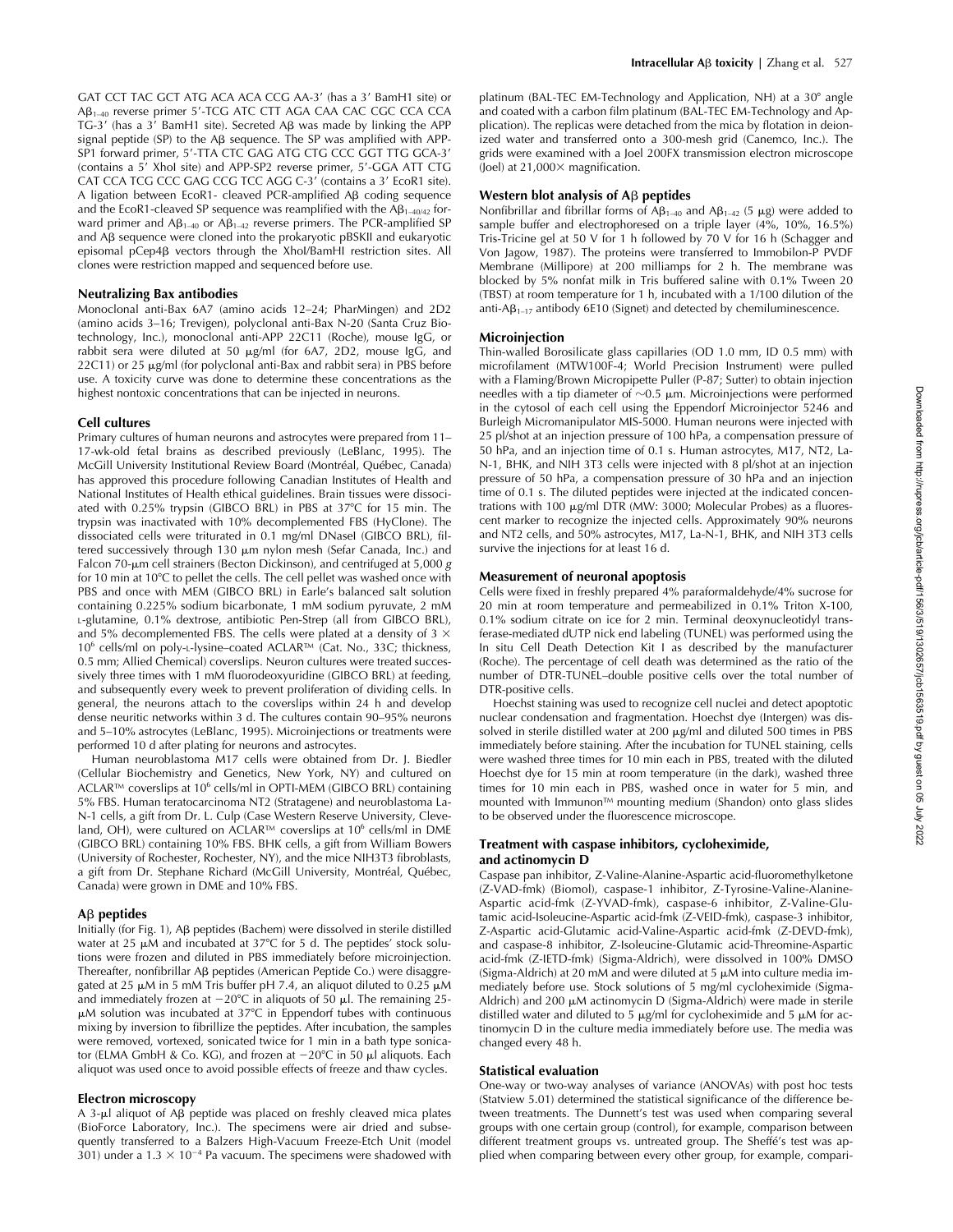GAT CCT TAC GCT ATG ACA ACA CCG AA-3′ (has a 3′ BamH1 site) or $A\beta_{1-40}$ reverse primer 5′-TCG ATC CTT AGA CAA CAC CGC CCA CCA TG-3′ (has a 3′ BamH1 site). Secreted Aβ was made by linking the APP signal peptide (SP) to the Aβ sequence. The SP was amplified with APP-SP1 forward primer, 5′-TTA CTC GAG ATG CTG CCC GGT TTG GCA-3′ (contains a 5′ XhoI site) and APP-SP2 reverse primer, 5′-GGA ATT CTG CAT CCA TCG CCC GAG CCG TCC AGG C-3′ (contains a 3′ EcoR1 site). A ligation between EcoR1- cleaved PCR-amplified Aβ coding sequence and the EcoR1-cleaved SP sequence was reamplified with the $A\beta_{1-40/42}$ forward primer and $A\beta_{1-40}$ or $A\beta_{1-42}$ reverse primers. The PCR-amplified SP and Aβ sequence were cloned into the prokaryotic pBSKII and eukaryotic episomal pCep4β vectors through the XhoI/BamHI restriction sites. All clones were restriction mapped and sequenced before use.

### Neutralizing Bax antibodies

Monoclonal anti-Bax 6A7 (amino acids 12–24; PharMingen) and 2D2 (amino acids 3–16; Trevigen), polyclonal anti-Bax N-20 (Santa Cruz Biotechnology, Inc.), monoclonal anti-APP 22C11 (Roche), mouse IgG, or rabbit sera were diluted at 50 μg/ml (for 6A7, 2D2, mouse IgG, and 22C11) or 25 μg/ml (for polyclonal anti-Bax and rabbit sera) in PBS before use. A toxicity curve was done to determine these concentrations as the highest nontoxic concentrations that can be injected in neurons.

### Cell cultures

Primary cultures of human neurons and astrocytes were prepared from 11–17-wk-old fetal brains as described previously (LeBlanc, 1995). The McGill University Institutional Review Board (Montréal, Québec, Canada) has approved this procedure following Canadian Institutes of Health and National Institutes of Health ethical guidelines. Brain tissues were dissociated with 0.25% trypsin (GIBCO BRL) in PBS at 37°C for 15 min. The trypsin was inactivated with 10% decomplemented FBS (HyClone). The dissociated cells were triturated in 0.1 mg/ml DNaseI (GIBCO BRL), filtered successively through 130 μm nylon mesh (Sefar Canada, Inc.) and Falcon 70-μm cell strainers (Becton Dickinson), and centrifuged at 5,000 *g* for 10 min at 10°C to pellet the cells. The cell pellet was washed once with PBS and once with MEM (GIBCO BRL) in Earle's balanced salt solution containing 0.225% sodium bicarbonate, 1 mM sodium pyruvate, 2 mM L-glutamine, 0.1% dextrose, antibiotic Pen-Strep (all from GIBCO BRL), and 5% decomplemented FBS. The cells were plated at a density of $3 \times 10^6$ cells/ml on poly-L-lysine–coated ACLAR™ (Cat. No., 33C; thickness, 0.5 mm; Allied Chemical) coverslips. Neuron cultures were treated successively three times with 1 mM fluorodeoxyuridine (GIBCO BRL) at feeding, and subsequently every week to prevent proliferation of dividing cells. In general, the neurons attach to the coverslips within 24 h and develop dense neuritic networks within 3 d. The cultures contain 90–95% neurons and 5–10% astrocytes (LeBlanc, 1995). Microinjections or treatments were performed 10 d after plating for neurons and astrocytes.

Human neuroblastoma M17 cells were obtained from Dr. J. Biedler (Cellular Biochemistry and Genetics, New York, NY) and cultured on ACLAR™ coverslips at $10^6$ cells/ml in OPTI-MEM (GIBCO BRL) containing 5% FBS. Human teratocarcinoma NT2 (Stratagene) and neuroblastoma La-N-1 cells, a gift from Dr. L. Culp (Case Western Reserve University, Cleveland, OH), were cultured on ACLAR™ coverslips at $10^6$ cells/ml in DME (GIBCO BRL) containing 10% FBS. BHK cells, a gift from William Bowers (University of Rochester, Rochester, NY), and the mice NIH3T3 fibroblasts, a gift from Dr. Stephane Richard (McGill University, Montréal, Québec, Canada) were grown in DME and 10% FBS.

### Aβ peptides

Initially (for Fig. 1), Aβ peptides (Bachem) were dissolved in sterile distilled water at 25 μM and incubated at 37°C for 5 d. The peptides' stock solutions were frozen and diluted in PBS immediately before microinjection. Thereafter, nonfibrillar Aβ peptides (American Peptide Co.) were disaggregated at 25 μM in 5 mM Tris buffer pH 7.4, an aliquot diluted to 0.25 μM and immediately frozen at −20°C in aliquots of 50 μl. The remaining 25-μM solution was incubated at 37°C in Eppendorf tubes with continuous mixing by inversion to fibrillize the peptides. After incubation, the samples were removed, vortexed, sonicated twice for 1 min in a bath type sonicator (ELMA GmbH & Co. KG), and frozen at −20°C in 50 μl aliquots. Each aliquot was used once to avoid possible effects of freeze and thaw cycles.

### Electron microscopy

A 3-μl aliquot of Aβ peptide was placed on freshly cleaved mica plates (BioForce Laboratory, Inc.). The specimens were air dried and subsequently transferred to a Balzers High-Vacuum Freeze-Etch Unit (model 301) under a $1.3 \times 10^{-4}$ Pa vacuum. The specimens were shadowed with platinum (BAL-TEC EM-Technology and Application, NH) at a 30° angle and coated with a carbon film platinum (BAL-TEC EM-Technology and Application). The replicas were detached from the mica by flotation in deionized water and transferred onto a 300-mesh grid (Canemco, Inc.). The grids were examined with a Joel 200FX transmission electron microscope (Joel) at 21,000× magnification.

### Western blot analysis of Aβ peptides

Nonfibrillar and fibrillar forms of $A\beta_{1-40}$ and $A\beta_{1-42}$ (5 μg) were added to sample buffer and electrophoresed on a triple layer (4%, 10%, 16.5%) Tris-Tricine gel at 50 V for 1 h followed by 70 V for 16 h (Schagger and Von Jagow, 1987). The proteins were transferred to Immobilon-P PVDF Membrane (Millipore) at 200 milliamps for 2 h. The membrane was blocked by 5% nonfat milk in Tris buffered saline with 0.1% Tween 20 (TBST) at room temperature for 1 h, incubated with a 1/100 dilution of the anti-$A\beta_{1-17}$ antibody 6E10 (Signet) and detected by chemiluminescence.

### Microinjection

Thin-walled Borosilicate glass capillaries (OD 1.0 mm, ID 0.5 mm) with microfilament (MTW100F-4; World Precision Instrument) were pulled with a Flaming/Brown Micropipette Puller (P-87; Sutter) to obtain injection needles with a tip diameter of ~0.5 μm. Microinjections were performed in the cytosol of each cell using the Eppendorf Microinjector 5246 and Burleigh Micromanipulator MIS-5000. Human neurons were injected with 25 pl/shot at an injection pressure of 100 hPa, a compensation pressure of 50 hPa, and an injection time of 0.1 s. Human astrocytes, M17, NT2, La-N-1, BHK, and NIH 3T3 cells were injected with 8 pl/shot at an injection pressure of 50 hPa, a compensation pressure of 30 hPa and an injection time of 0.1 s. The diluted peptides were injected at the indicated concentrations with 100 μg/ml DTR (MW: 3000; Molecular Probes) as a fluorescent marker to recognize the injected cells. Approximately 90% neurons and NT2 cells, and 50% astrocytes, M17, La-N-1, BHK, and NIH 3T3 cells survive the injections for at least 16 d.

### Measurement of neuronal apoptosis

Cells were fixed in freshly prepared 4% paraformaldehyde/4% sucrose for 20 min at room temperature and permeabilized in 0.1% Triton X-100, 0.1% sodium citrate on ice for 2 min. Terminal deoxynucleotidyl transferase-mediated dUTP nick end labeling (TUNEL) was performed using the In situ Cell Death Detection Kit I as described by the manufacturer (Roche). The percentage of cell death was determined as the ratio of the number of DTR-TUNEL–double positive cells over the total number of DTR-positive cells.

Hoechst staining was used to recognize cell nuclei and detect apoptotic nuclear condensation and fragmentation. Hoechst dye (Intergen) was dissolved in sterile distilled water at 200 μg/ml and diluted 500 times in PBS immediately before staining. After the incubation for TUNEL staining, cells were washed three times for 10 min each in PBS, treated with the diluted Hoechst dye for 15 min at room temperature (in the dark), washed three times for 10 min each in PBS, washed once in water for 5 min, and mounted with Immunon™ mounting medium (Shandon) onto glass slides to be observed under the fluorescence microscope.

### Treatment with caspase inhibitors, cycloheximide, and actinomycin D

Caspase pan inhibitor, Z-Valine-Alanine-Aspartic acid-fluoromethylketone (Z-VAD-fmk) (Biomol), caspase-1 inhibitor, Z-Tyrosine-Valine-Alanine-Aspartic acid-fmk (Z-YVAD-fmk), caspase-6 inhibitor, Z-Valine-Glutamic acid-Isoleucine-Aspartic acid-fmk (Z-VEID-fmk), caspase-3 inhibitor, Z-Aspartic acid-Glutamic acid-Valine-Aspartic acid-fmk (Z-DEVD-fmk), and caspase-8 inhibitor, Z-Isoleucine-Glutamic acid-Threonine-Aspartic acid-fmk (Z-IETD-fmk) (Sigma-Aldrich), were dissolved in 100% DMSO (Sigma-Aldrich) at 20 mM and were diluted at 5 μM into culture media immediately before use. Stock solutions of 5 mg/ml cycloheximide (Sigma-Aldrich) and 200 μM actinomycin D (Sigma-Aldrich) were made in sterile distilled water and diluted to 5 μg/ml for cycloheximide and 5 μM for actinomycin D in the culture media immediately before use. The media was changed every 48 h.

### Statistical evaluation

One-way or two-way analyses of variance (ANOVAs) with post hoc tests (Statview 5.01) determined the statistical significance of the difference between treatments. The Dunnett's test was used when comparing several groups with one certain group (control), for example, comparison between different treatment groups vs. untreated group. The Sheffé's test was applied when comparing between every other group, for example, compari-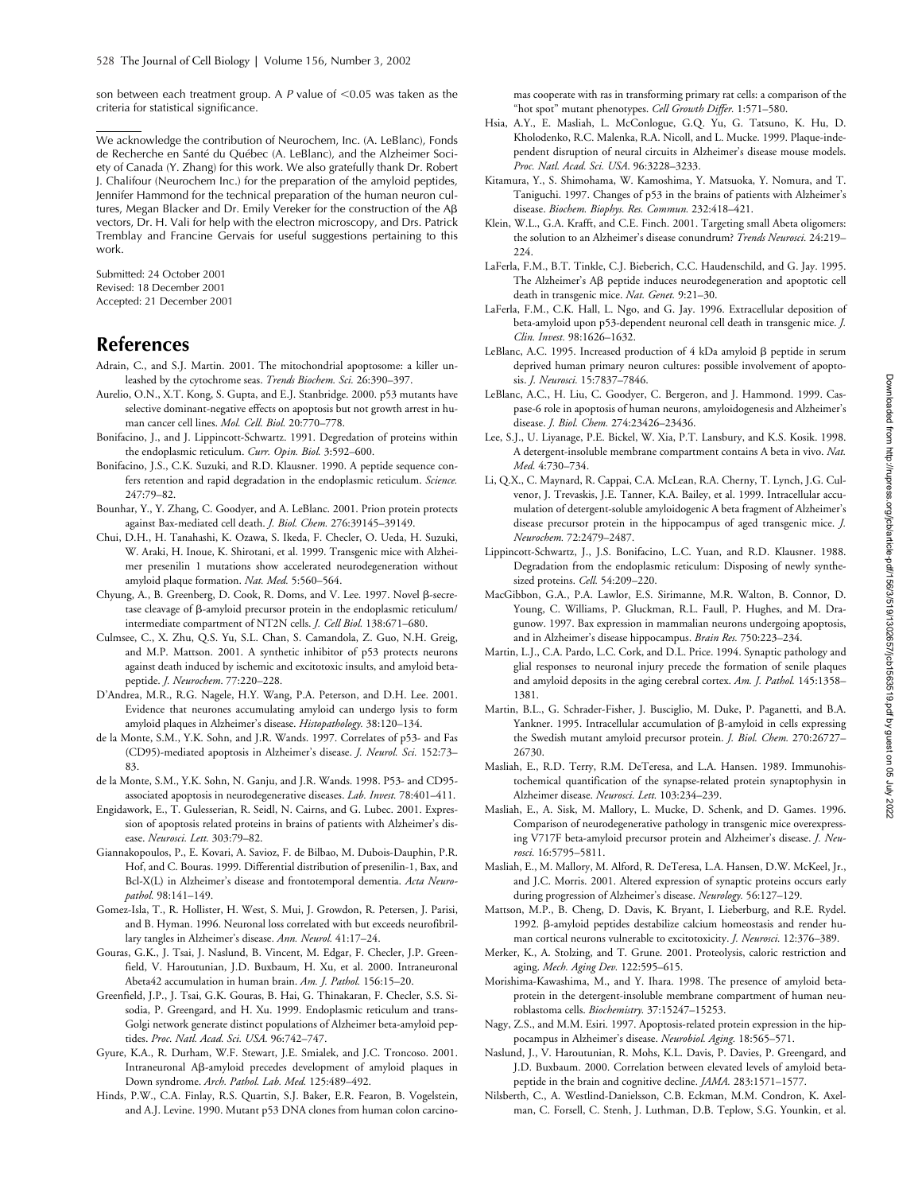son between each treatment group. A *P* value of <0.05 was taken as the criteria for statistical significance.

We acknowledge the contribution of Neurochem, Inc. (A. LeBlanc), Fonds de Recherche en Santé du Québec (A. LeBlanc), and the Alzheimer Society of Canada (Y. Zhang) for this work. We also gratefully thank Dr. Robert J. Chalifour (Neurochem Inc.) for the preparation of the amyloid peptides, Jennifer Hammond for the technical preparation of the human neuron cultures, Megan Blacker and Dr. Emily Vereker for the construction of the Aβ vectors, Dr. H. Vali for help with the electron microscopy, and Drs. Patrick Tremblay and Francine Gervais for useful suggestions pertaining to this work.

Submitted: 24 October 2001
Revised: 18 December 2001
Accepted: 21 December 2001

## References

Adrain, C., and S.J. Martin. 2001. The mitochondrial apoptosome: a killer unleashed by the cytochrome seas. *Trends Biochem. Sci.* 26:390–397.

Aurelio, O.N., X.T. Kong, S. Gupta, and E.J. Stanbridge. 2000. p53 mutants have selective dominant-negative effects on apoptosis but not growth arrest in human cancer cell lines. *Mol. Cell. Biol.* 20:770–778.

Bonifacino, J., and J. Lippincott-Schwartz. 1991. Degredation of proteins within the endoplasmic reticulum. *Curr. Opin. Biol.* 3:592–600.

Bonifacino, J.S., C.K. Suzuki, and R.D. Klausner. 1990. A peptide sequence confers retention and rapid degradation in the endoplasmic reticulum. *Science.* 247:79–82.

Bounhar, Y., Y. Zhang, C. Goodyer, and A. LeBlanc. 2001. Prion protein protects against Bax-mediated cell death. *J. Biol. Chem.* 276:39145–39149.

Chui, D.H., H. Tanahashi, K. Ozawa, S. Ikeda, F. Checler, O. Ueda, H. Suzuki, W. Araki, H. Inoue, K. Shirotani, et al. 1999. Transgenic mice with Alzheimer presenilin 1 mutations show accelerated neurodegeneration without amyloid plaque formation. *Nat. Med.* 5:560–564.

Chyung, A., B. Greenberg, D. Cook, R. Doms, and V. Lee. 1997. Novel β-secretase cleavage of β-amyloid precursor protein in the endoplasmic reticulum/intermediate compartment of NT2N cells. *J. Cell Biol.* 138:671–680.

Culmsee, C., X. Zhu, Q.S. Yu, S.L. Chan, S. Camandola, Z. Guo, N.H. Greig, and M.P. Mattson. 2001. A synthetic inhibitor of p53 protects neurons against death induced by ischemic and excitotoxic insults, and amyloid beta-peptide. *J. Neurochem*. 77:220–228.

D'Andrea, M.R., R.G. Nagele, H.Y. Wang, P.A. Peterson, and D.H. Lee. 2001. Evidence that neurones accumulating amyloid can undergo lysis to form amyloid plaques in Alzheimer's disease. *Histopathology.* 38:120–134.

de la Monte, S.M., Y.K. Sohn, and J.R. Wands. 1997. Correlates of p53- and Fas (CD95)-mediated apoptosis in Alzheimer's disease. *J. Neurol. Sci.* 152:73–83.

de la Monte, S.M., Y.K. Sohn, N. Ganju, and J.R. Wands. 1998. P53- and CD95-associated apoptosis in neurodegenerative diseases. *Lab. Invest.* 78:401–411.

Engidawork, E., T. Gulesserian, R. Seidl, N. Cairns, and G. Lubec. 2001. Expression of apoptosis related proteins in brains of patients with Alzheimer's disease. *Neurosci. Lett.* 303:79–82.

Giannakopoulos, P., E. Kovari, A. Savioz, F. de Bilbao, M. Dubois-Dauphin, P.R. Hof, and C. Bouras. 1999. Differential distribution of presenilin-1, Bax, and Bcl-X(L) in Alzheimer's disease and frontotemporal dementia. *Acta Neuropathol.* 98:141–149.

Gomez-Isla, T., R. Hollister, H. West, S. Mui, J. Growdon, R. Petersen, J. Parisi, and B. Hyman. 1996. Neuronal loss correlated with but exceeds neurofibrillary tangles in Alzheimer's disease. *Ann. Neurol.* 41:17–24.

Gouras, G.K., J. Tsai, J. Naslund, B. Vincent, M. Edgar, F. Checler, J.P. Greenfield, V. Haroutunian, J.D. Buxbaum, H. Xu, et al. 2000. Intraneuronal Abeta42 accumulation in human brain. *Am. J. Pathol.* 156:15–20.

Greenfield, J.P., J. Tsai, G.K. Gouras, B. Hai, G. Thinakaran, F. Checler, S.S. Sisodia, P. Greengard, and H. Xu. 1999. Endoplasmic reticulum and trans-Golgi network generate distinct populations of Alzheimer beta-amyloid peptides. *Proc. Natl. Acad. Sci. USA.* 96:742–747.

Gyure, K.A., R. Durham, W.F. Stewart, J.E. Smialek, and J.C. Troncoso. 2001. Intraneuronal Aβ-amyloid precedes development of amyloid plaques in Down syndrome. *Arch. Pathol. Lab. Med.* 125:489–492.

Hinds, P.W., C.A. Finlay, R.S. Quartin, S.J. Baker, E.R. Fearon, B. Vogelstein, and A.J. Levine. 1990. Mutant p53 DNA clones from human colon carcinomas cooperate with ras in transforming primary rat cells: a comparison of the "hot spot" mutant phenotypes. *Cell Growth Differ.* 1:571–580.

Hsia, A.Y., E. Masliah, L. McConlogue, G.Q. Yu, G. Tatsuno, K. Hu, D. Kholodenko, R.C. Malenka, R.A. Nicoll, and L. Mucke. 1999. Plaque-independent disruption of neural circuits in Alzheimer's disease mouse models. *Proc. Natl. Acad. Sci. USA.* 96:3228–3233.

Kitamura, Y., S. Shimohama, W. Kamoshima, Y. Matsuoka, Y. Nomura, and T. Taniguchi. 1997. Changes of p53 in the brains of patients with Alzheimer's disease. *Biochem. Biophys. Res. Commun.* 232:418–421.

Klein, W.L., G.A. Krafft, and C.E. Finch. 2001. Targeting small Abeta oligomers: the solution to an Alzheimer's disease conundrum? *Trends Neurosci.* 24:219–224.

LaFerla, F.M., B.T. Tinkle, C.J. Bieberich, C.C. Haudenschild, and G. Jay. 1995. The Alzheimer's Aβ peptide induces neurodegeneration and apoptotic cell death in transgenic mice. *Nat. Genet.* 9:21–30.

LaFerla, F.M., C.K. Hall, L. Ngo, and G. Jay. 1996. Extracellular deposition of beta-amyloid upon p53-dependent neuronal cell death in transgenic mice. *J. Clin. Invest.* 98:1626–1632.

LeBlanc, A.C. 1995. Increased production of 4 kDa amyloid β peptide in serum deprived human primary neuron cultures: possible involvement of apoptosis. *J. Neurosci.* 15:7837–7846.

LeBlanc, A.C., H. Liu, C. Goodyer, C. Bergeron, and J. Hammond. 1999. Caspase-6 role in apoptosis of human neurons, amyloidogenesis and Alzheimer's disease. *J. Biol. Chem.* 274:23426–23436.

Lee, S.J., U. Liyanage, P.E. Bickel, W. Xia, P.T. Lansbury, and K.S. Kosik. 1998. A detergent-insoluble membrane compartment contains A beta in vivo. *Nat. Med.* 4:730–734.

Li, Q.X., C. Maynard, R. Cappai, C.A. McLean, R.A. Cherny, T. Lynch, J.G. Culvenor, J. Trevaskis, J.E. Tanner, K.A. Bailey, et al. 1999. Intracellular accumulation of detergent-soluble amyloidogenic A beta fragment of Alzheimer's disease precursor protein in the hippocampus of aged transgenic mice. *J. Neurochem.* 72:2479–2487.

Lippincott-Schwartz, J., J.S. Bonifacino, L.C. Yuan, and R.D. Klausner. 1988. Degradation from the endoplasmic reticulum: Disposing of newly synthesized proteins. *Cell.* 54:209–220.

MacGibbon, G.A., P.A. Lawlor, E.S. Sirimanne, M.R. Walton, B. Connor, D. Young, C. Williams, P. Gluckman, R.L. Faull, P. Hughes, and M. Dragunow. 1997. Bax expression in mammalian neurons undergoing apoptosis, and in Alzheimer's disease hippocampus. *Brain Res.* 750:223–234.

Martin, L.J., C.A. Pardo, L.C. Cork, and D.L. Price. 1994. Synaptic pathology and glial responses to neuronal injury precede the formation of senile plaques and amyloid deposits in the aging cerebral cortex. *Am. J. Pathol.* 145:1358–1381.

Martin, B.L., G. Schrader-Fisher, J. Busciglio, M. Duke, P. Paganetti, and B.A. Yankner. 1995. Intracellular accumulation of β-amyloid in cells expressing the Swedish mutant amyloid precursor protein. *J. Biol. Chem.* 270:26727–26730.

Masliah, E., R.D. Terry, R.M. DeTeresa, and L.A. Hansen. 1989. Immunohistochemical quantification of the synapse-related protein synaptophysin in Alzheimer disease. *Neurosci. Lett.* 103:234–239.

Masliah, E., A. Sisk, M. Mallory, L. Mucke, D. Schenk, and D. Games. 1996. Comparison of neurodegenerative pathology in transgenic mice overexpressing V717F beta-amyloid precursor protein and Alzheimer's disease. *J. Neurosci.* 16:5795–5811.

Masliah, E., M. Mallory, M. Alford, R. DeTeresa, L.A. Hansen, D.W. McKeel, Jr., and J.C. Morris. 2001. Altered expression of synaptic proteins occurs early during progression of Alzheimer's disease. *Neurology.* 56:127–129.

Mattson, M.P., B. Cheng, D. Davis, K. Bryant, I. Lieberburg, and R.E. Rydel. 1992. β-amyloid peptides destabilize calcium homeostasis and render human cortical neurons vulnerable to excitotoxicity. *J. Neurosci.* 12:376–389.

Merker, K., A. Stolzing, and T. Grune. 2001. Proteolysis, caloric restriction and aging. *Mech. Aging Dev.* 122:595–615.

Morishima-Kawashima, M., and Y. Ihara. 1998. The presence of amyloid beta-protein in the detergent-insoluble membrane compartment of human neuroblastoma cells. *Biochemistry.* 37:15247–15253.

Nagy, Z.S., and M.M. Esiri. 1997. Apoptosis-related protein expression in the hippocampus in Alzheimer's disease. *Neurobiol. Aging.* 18:565–571.

Naslund, J., V. Haroutunian, R. Mohs, K.L. Davis, P. Davies, P. Greengard, and J.D. Buxbaum. 2000. Correlation between elevated levels of amyloid beta-peptide in the brain and cognitive decline. *JAMA.* 283:1571–1577.

Nilsberth, C., A. Westlind-Danielsson, C.B. Eckman, M.M. Condron, K. Axelman, C. Forsell, C. Stenh, J. Luthman, D.B. Teplow, S.G. Younkin, et al.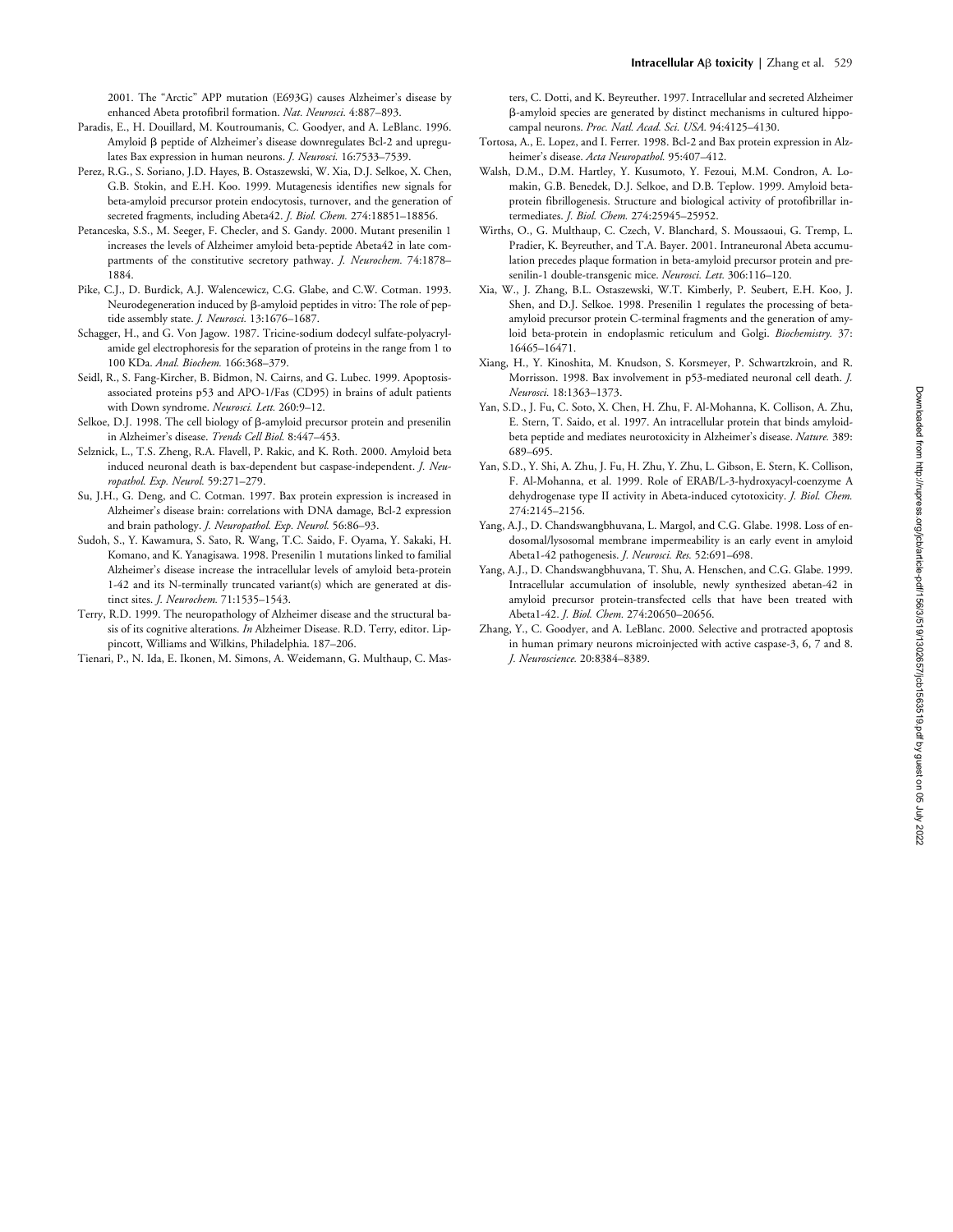2001. The "Arctic" APP mutation (E693G) causes Alzheimer's disease by enhanced Abeta protofibril formation. *Nat. Neurosci.* 4:887–893.

Paradis, E., H. Douillard, M. Koutroumanis, C. Goodyer, and A. LeBlanc. 1996. Amyloid β peptide of Alzheimer's disease downregulates Bcl-2 and upregulates Bax expression in human neurons. *J. Neurosci.* 16:7533–7539.

Perez, R.G., S. Soriano, J.D. Hayes, B. Ostaszewski, W. Xia, D.J. Selkoe, X. Chen, G.B. Stokin, and E.H. Koo. 1999. Mutagenesis identifies new signals for beta-amyloid precursor protein endocytosis, turnover, and the generation of secreted fragments, including Abeta42. *J. Biol. Chem.* 274:18851–18856.

Petanceska, S.S., M. Seeger, F. Checler, and S. Gandy. 2000. Mutant presenilin 1 increases the levels of Alzheimer amyloid beta-peptide Abeta42 in late compartments of the constitutive secretory pathway. *J. Neurochem.* 74:1878–1884.

Pike, C.J., D. Burdick, A.J. Walencewicz, C.G. Glabe, and C.W. Cotman. 1993. Neurodegeneration induced by β-amyloid peptides in vitro: The role of peptide assembly state. *J. Neurosci.* 13:1676–1687.

Schagger, H., and G. Von Jagow. 1987. Tricine-sodium dodecyl sulfate-polyacrylamide gel electrophoresis for the separation of proteins in the range from 1 to 100 KDa. *Anal. Biochem.* 166:368–379.

Seidl, R., S. Fang-Kircher, B. Bidmon, N. Cairns, and G. Lubec. 1999. Apoptosis-associated proteins p53 and APO-1/Fas (CD95) in brains of adult patients with Down syndrome. *Neurosci. Lett.* 260:9–12.

Selkoe, D.J. 1998. The cell biology of β-amyloid precursor protein and presenilin in Alzheimer's disease. *Trends Cell Biol.* 8:447–453.

Selznick, L., T.S. Zheng, R.A. Flavell, P. Rakic, and K. Roth. 2000. Amyloid beta induced neuronal death is bax-dependent but caspase-independent. *J. Neuropathol. Exp. Neurol.* 59:271–279.

Su, J.H., G. Deng, and C. Cotman. 1997. Bax protein expression is increased in Alzheimer's disease brain: correlations with DNA damage, Bcl-2 expression and brain pathology. *J. Neuropathol. Exp. Neurol.* 56:86–93.

Sudoh, S., Y. Kawamura, S. Sato, R. Wang, T.C. Saido, F. Oyama, Y. Sakaki, H. Komano, and K. Yanagisawa. 1998. Presenilin 1 mutations linked to familial Alzheimer's disease increase the intracellular levels of amyloid beta-protein 1-42 and its N-terminally truncated variant(s) which are generated at distinct sites. *J. Neurochem.* 71:1535–1543.

Terry, R.D. 1999. The neuropathology of Alzheimer disease and the structural basis of its cognitive alterations. *In* Alzheimer Disease. R.D. Terry, editor. Lippincott, Williams and Wilkins, Philadelphia. 187–206.

Tienari, P., N. Ida, E. Ikonen, M. Simons, A. Weidemann, G. Multhaup, C. Masters, C. Dotti, and K. Beyreuther. 1997. Intracellular and secreted Alzheimer β-amyloid species are generated by distinct mechanisms in cultured hippocampal neurons. *Proc. Natl. Acad. Sci. USA.* 94:4125–4130.

Tortosa, A., E. Lopez, and I. Ferrer. 1998. Bcl-2 and Bax protein expression in Alzheimer's disease. *Acta Neuropathol.* 95:407–412.

Walsh, D.M., D.M. Hartley, Y. Kusumoto, Y. Fezoui, M.M. Condron, A. Lomakin, G.B. Benedek, D.J. Selkoe, and D.B. Teplow. 1999. Amyloid beta-protein fibrillogenesis. Structure and biological activity of protofibrillar intermediates. *J. Biol. Chem.* 274:25945–25952.

Wirths, O., G. Multhaup, C. Czech, V. Blanchard, S. Moussaoui, G. Tremp, L. Pradier, K. Beyreuther, and T.A. Bayer. 2001. Intraneuronal Abeta accumulation precedes plaque formation in beta-amyloid precursor protein and presenilin-1 double-transgenic mice. *Neurosci. Lett.* 306:116–120.

Xia, W., J. Zhang, B.L. Ostaszewski, W.T. Kimberly, P. Seubert, E.H. Koo, J. Shen, and D.J. Selkoe. 1998. Presenilin 1 regulates the processing of beta-amyloid precursor protein C-terminal fragments and the generation of amyloid beta-protein in endoplasmic reticulum and Golgi. *Biochemistry.* 37:16465–16471.

Xiang, H., Y. Kinoshita, M. Knudson, S. Korsmeyer, P. Schwartzkroin, and R. Morrisson. 1998. Bax involvement in p53-mediated neuronal cell death. *J. Neurosci.* 18:1363–1373.

Yan, S.D., J. Fu, C. Soto, X. Chen, H. Zhu, F. Al-Mohanna, K. Collison, A. Zhu, E. Stern, T. Saido, et al. 1997. An intracellular protein that binds amyloid-beta peptide and mediates neurotoxicity in Alzheimer's disease. *Nature.* 389:689–695.

Yan, S.D., Y. Shi, A. Zhu, J. Fu, H. Zhu, Y. Zhu, L. Gibson, E. Stern, K. Collison, F. Al-Mohanna, et al. 1999. Role of ERAB/L-3-hydroxyacyl-coenzyme A dehydrogenase type II activity in Abeta-induced cytotoxicity. *J. Biol. Chem.* 274:2145–2156.

Yang, A.J., D. Chandswangbhuvana, L. Margol, and C.G. Glabe. 1998. Loss of endosomal/lysosomal membrane impermeability is an early event in amyloid Abeta1-42 pathogenesis. *J. Neurosci. Res.* 52:691–698.

Yang, A.J., D. Chandswangbhuvana, T. Shu, A. Henschen, and C.G. Glabe. 1999. Intracellular accumulation of insoluble, newly synthesized abetan-42 in amyloid precursor protein-transfected cells that have been treated with Abeta1-42. *J. Biol. Chem.* 274:20650–20656.

Zhang, Y., C. Goodyer, and A. LeBlanc. 2000. Selective and protracted apoptosis in human primary neurons microinjected with active caspase-3, 6, 7 and 8. *J. Neuroscience.* 20:8384–8389.